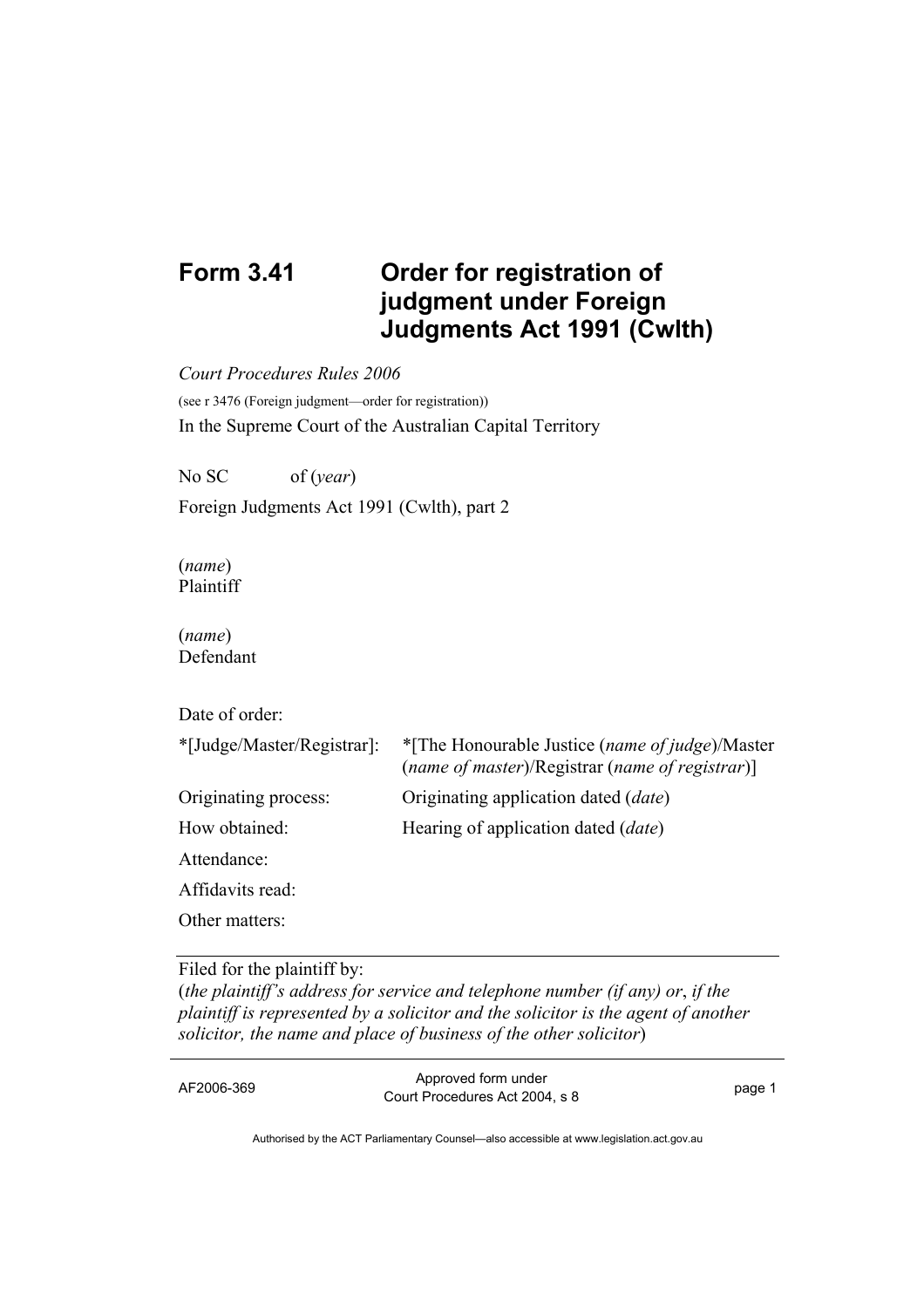# Form 3.41 Order for registration of judgment under Foreign Judgments Act 1991 (Cwlth)

*Court Procedures Rules 2006*

(see r 3476 (Foreign judgment—order for registration))

In the Supreme Court of the Australian Capital Territory

No SC of (*year*)

Foreign Judgments Act 1991 (Cwlth), part 2

(*name*)
Plaintiff

(*name*)
Defendant

Date of order:

| | |
|---|---|
| *[Judge/Master/Registrar]: | *[The Honourable Justice (*name of judge*)/Master (*name of master*)/Registrar (*name of registrar*)] |
| Originating process: | Originating application dated (*date*) |
| How obtained: | Hearing of application dated (*date*) |
| Attendance: | |
| Affidavits read: | |
| Other matters: | |

---

Filed for the plaintiff by:
(*the plaintiff's address for service and telephone number (if any) or*, *if the plaintiff is represented by a solicitor and the solicitor is the agent of another solicitor, the name and place of business of the other solicitor*)

AF2006-369 — Approved form under Court Procedures Act 2004, s 8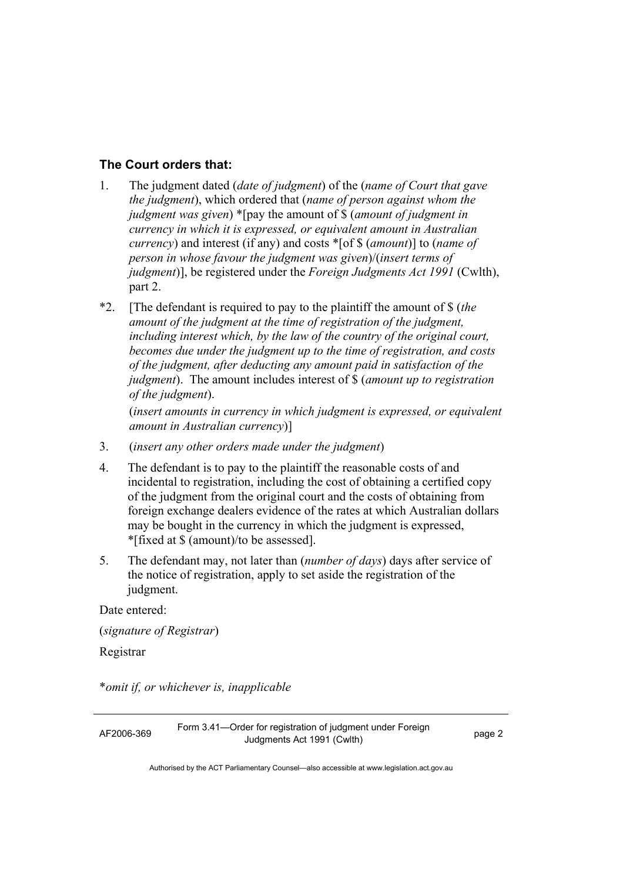**The Court orders that:**

1. The judgment dated (*date of judgment*) of the (*name of Court that gave the judgment*), which ordered that (*name of person against whom the judgment was given*) *[pay the amount of $ (*amount of judgment in currency in which it is expressed, or equivalent amount in Australian currency*) and interest (if any) and costs *[of $ (*amount*)] to (*name of person in whose favour the judgment was given*)/(*insert terms of judgment*)], be registered under the *Foreign Judgments Act 1991* (Cwlth), part 2.

*2. [The defendant is required to pay to the plaintiff the amount of $ (*the amount of the judgment at the time of registration of the judgment, including interest which, by the law of the country of the original court, becomes due under the judgment up to the time of registration, and costs of the judgment, after deducting any amount paid in satisfaction of the judgment*). The amount includes interest of $ (*amount up to registration of the judgment*).

(*insert amounts in currency in which judgment is expressed, or equivalent amount in Australian currency*)]

3. (*insert any other orders made under the judgment*)

4. The defendant is to pay to the plaintiff the reasonable costs of and incidental to registration, including the cost of obtaining a certified copy of the judgment from the original court and the costs of obtaining from foreign exchange dealers evidence of the rates at which Australian dollars may be bought in the currency in which the judgment is expressed, *[fixed at $ (amount)/to be assessed].

5. The defendant may, not later than (*number of days*) days after service of the notice of registration, apply to set aside the registration of the judgment.

Date entered:

(*signature of Registrar*)

Registrar

**omit if, or whichever is, inapplicable*